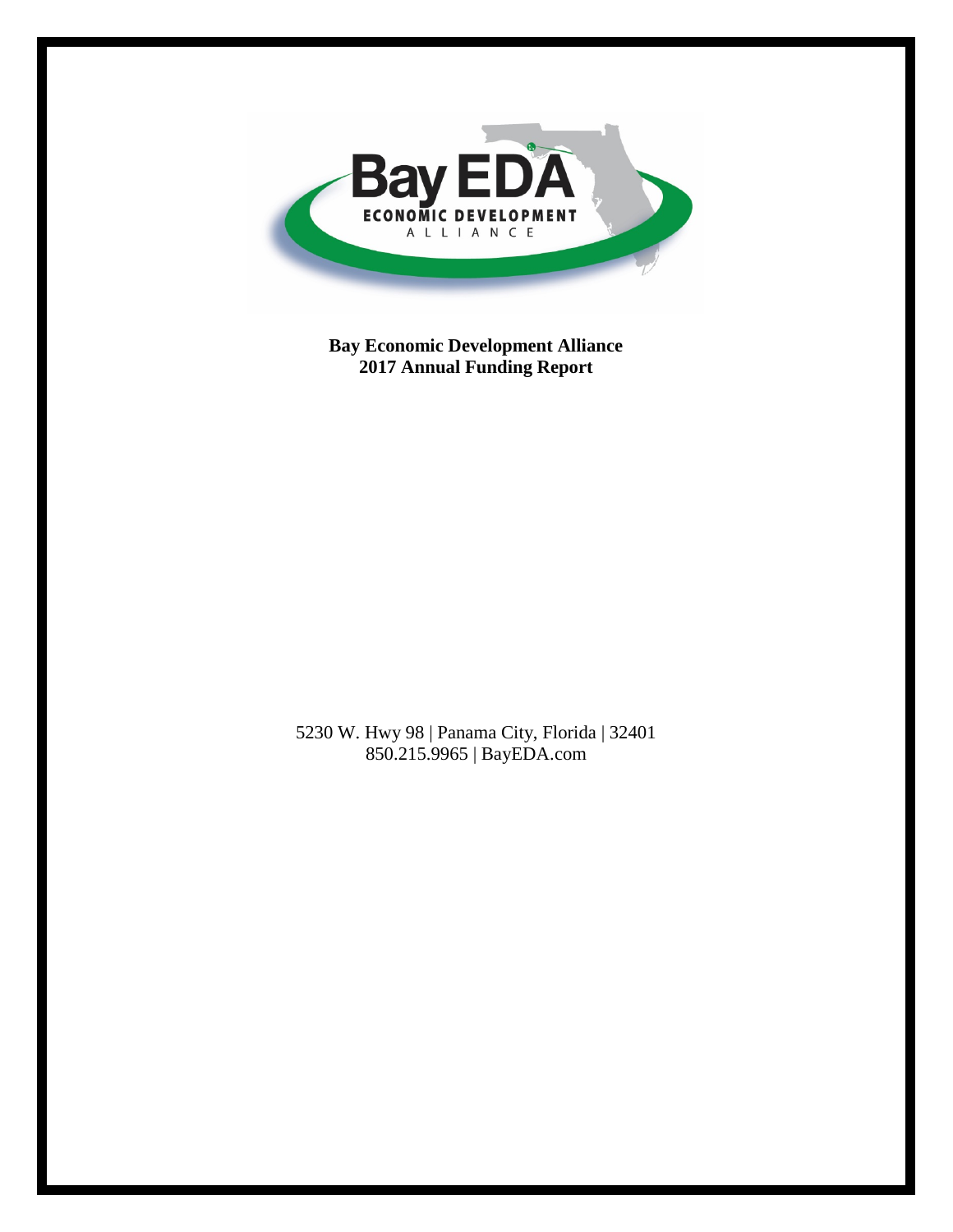**Bay Economic Development Alliance**
**2017 Annual Funding Report**

5230 W. Hwy 98 | Panama City, Florida | 32401
850.215.9965 | BayEDA.com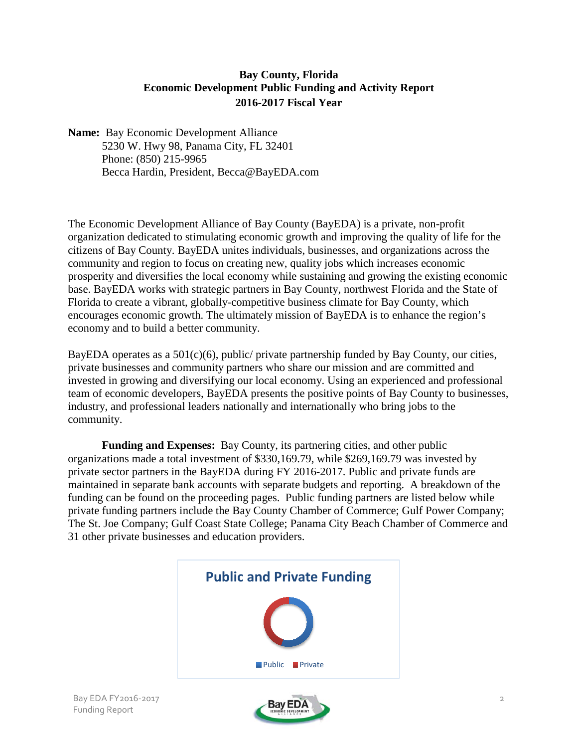**Bay County, Florida**
**Economic Development Public Funding and Activity Report**
**2016-2017 Fiscal Year**

**Name:** Bay Economic Development Alliance
5230 W. Hwy 98, Panama City, FL 32401
Phone: (850) 215-9965
Becca Hardin, President, Becca@BayEDA.com

The Economic Development Alliance of Bay County (BayEDA) is a private, non-profit organization dedicated to stimulating economic growth and improving the quality of life for the citizens of Bay County. BayEDA unites individuals, businesses, and organizations across the community and region to focus on creating new, quality jobs which increases economic prosperity and diversifies the local economy while sustaining and growing the existing economic base. BayEDA works with strategic partners in Bay County, northwest Florida and the State of Florida to create a vibrant, globally-competitive business climate for Bay County, which encourages economic growth. The ultimately mission of BayEDA is to enhance the region's economy and to build a better community.

BayEDA operates as a 501(c)(6), public/ private partnership funded by Bay County, our cities, private businesses and community partners who share our mission and are committed and invested in growing and diversifying our local economy. Using an experienced and professional team of economic developers, BayEDA presents the positive points of Bay County to businesses, industry, and professional leaders nationally and internationally who bring jobs to the community.

**Funding and Expenses:** Bay County, its partnering cities, and other public organizations made a total investment of $330,169.79, while $269,169.79 was invested by private sector partners in the BayEDA during FY 2016-2017. Public and private funds are maintained in separate bank accounts with separate budgets and reporting. A breakdown of the funding can be found on the proceeding pages. Public funding partners are listed below while private funding partners include the Bay County Chamber of Commerce; Gulf Power Company; The St. Joe Company; Gulf Coast State College; Panama City Beach Chamber of Commerce and 31 other private businesses and education providers.

**Public and Private Funding**

Public Private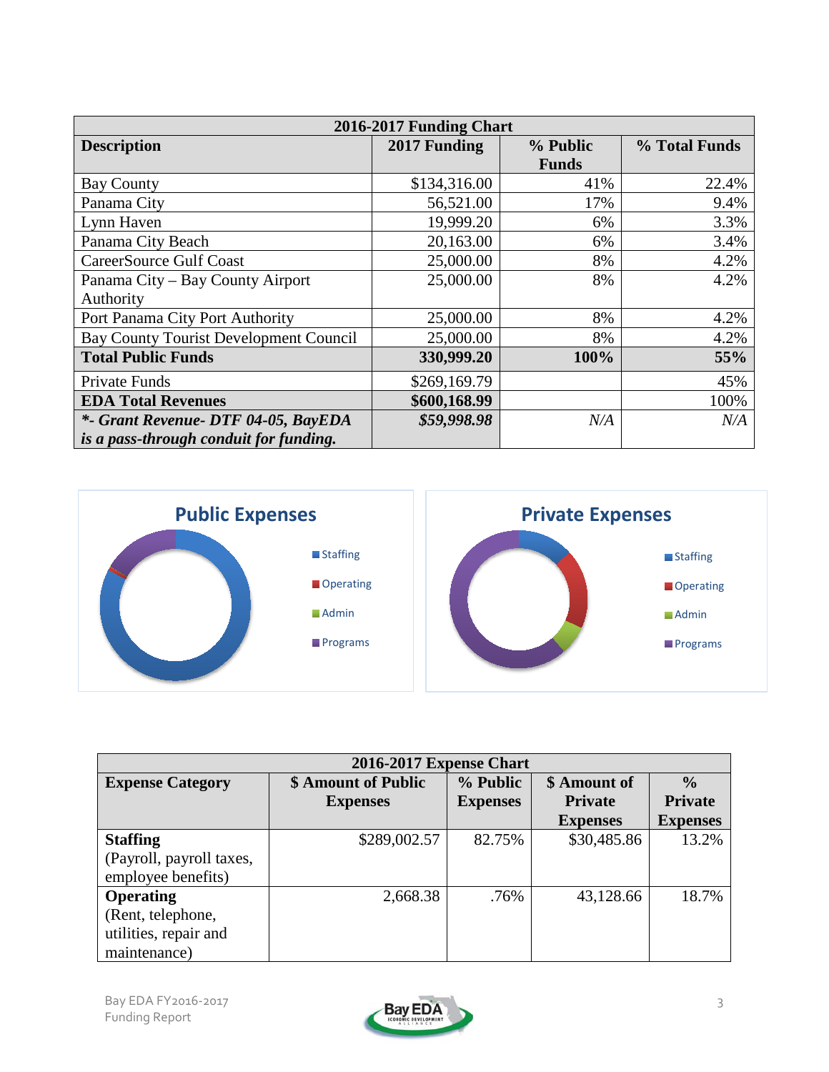| 2016-2017 Funding Chart | | | |
|---|---|---|---|
| **Description** | **2017 Funding** | **% Public Funds** | **% Total Funds** |
| Bay County | $134,316.00 | 41% | 22.4% |
| Panama City | 56,521.00 | 17% | 9.4% |
| Lynn Haven | 19,999.20 | 6% | 3.3% |
| Panama City Beach | 20,163.00 | 6% | 3.4% |
| CareerSource Gulf Coast | 25,000.00 | 8% | 4.2% |
| Panama City – Bay County Airport Authority | 25,000.00 | 8% | 4.2% |
| Port Panama City Port Authority | 25,000.00 | 8% | 4.2% |
| Bay County Tourist Development Council | 25,000.00 | 8% | 4.2% |
| **Total Public Funds** | **330,999.20** | **100%** | **55%** |
| Private Funds | $269,169.79 | | 45% |
| **EDA Total Revenues** | **$600,168.99** | | 100% |
| ***- Grant Revenue- DTF 04-05, BayEDA is a pass-through conduit for funding.*** | ***$59,998.98*** | *N/A* | *N/A* |

**Public Expenses**

- Staffing
- Operating
- Admin
- Programs

**Private Expenses**

- Staffing
- Operating
- Admin
- Programs

| 2016-2017 Expense Chart | | | | |
|---|---|---|---|---|
| **Expense Category** | **$ Amount of Public Expenses** | **% Public Expenses** | **$ Amount of Private Expenses** | **% Private Expenses** |
| **Staffing** (Payroll, payroll taxes, employee benefits) | $289,002.57 | 82.75% | $30,485.86 | 13.2% |
| **Operating** (Rent, telephone, utilities, repair and maintenance) | 2,668.38 | .76% | 43,128.66 | 18.7% |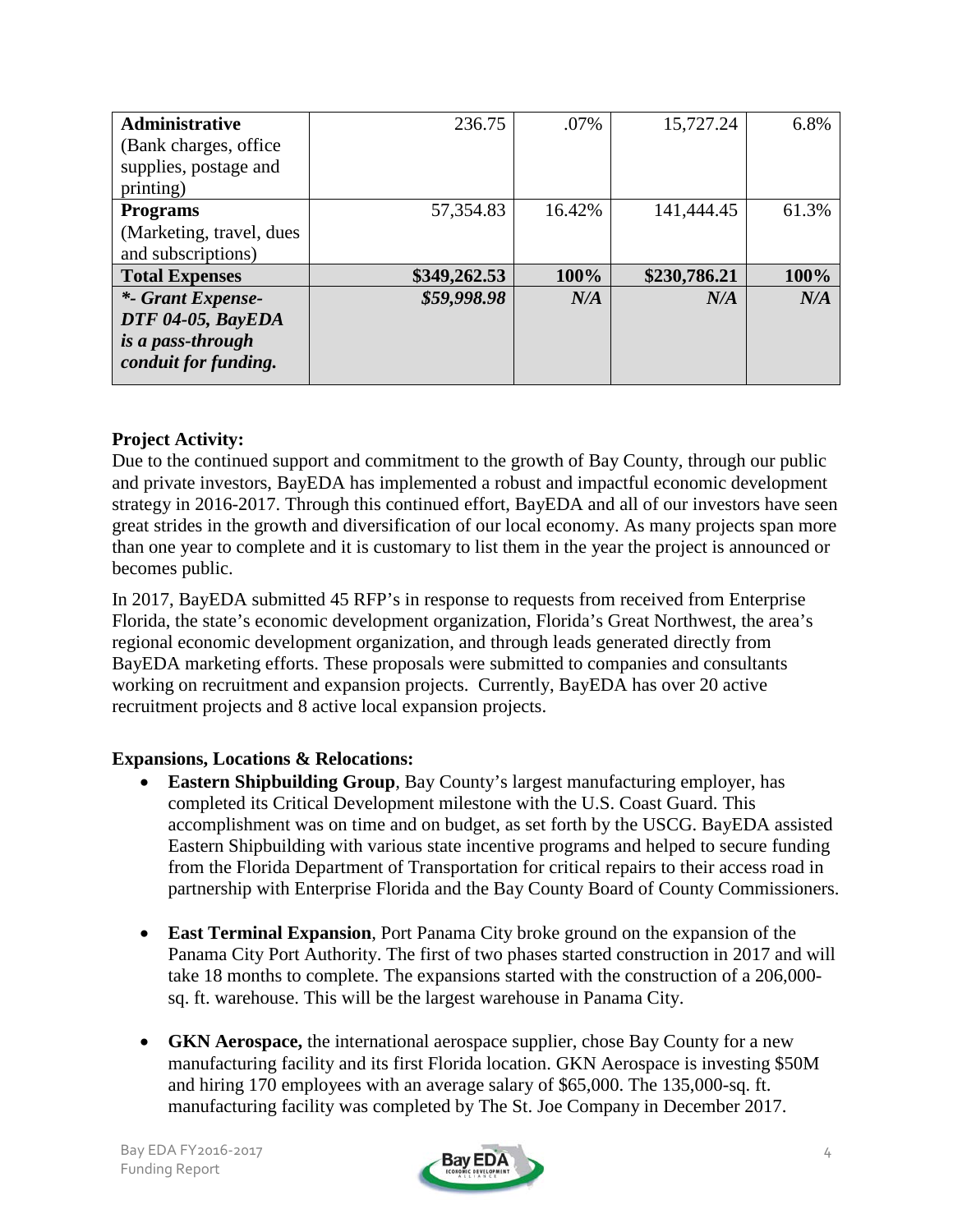| | | | | |
|---|---|---|---|---|
| **Administrative** (Bank charges, office supplies, postage and printing) | 236.75 | .07% | 15,727.24 | 6.8% |
| **Programs** (Marketing, travel, dues and subscriptions) | 57,354.83 | 16.42% | 141,444.45 | 61.3% |
| **Total Expenses** | **$349,262.53** | **100%** | **$230,786.21** | **100%** |
| ***- Grant Expense- DTF 04-05, BayEDA is a pass-through conduit for funding.** | ***$59,998.98*** | ***N/A*** | ***N/A*** | ***N/A*** |

**Project Activity:**

Due to the continued support and commitment to the growth of Bay County, through our public and private investors, BayEDA has implemented a robust and impactful economic development strategy in 2016-2017. Through this continued effort, BayEDA and all of our investors have seen great strides in the growth and diversification of our local economy. As many projects span more than one year to complete and it is customary to list them in the year the project is announced or becomes public.

In 2017, BayEDA submitted 45 RFP's in response to requests from received from Enterprise Florida, the state's economic development organization, Florida's Great Northwest, the area's regional economic development organization, and through leads generated directly from BayEDA marketing efforts. These proposals were submitted to companies and consultants working on recruitment and expansion projects. Currently, BayEDA has over 20 active recruitment projects and 8 active local expansion projects.

**Expansions, Locations & Relocations:**

- **Eastern Shipbuilding Group**, Bay County's largest manufacturing employer, has completed its Critical Development milestone with the U.S. Coast Guard. This accomplishment was on time and on budget, as set forth by the USCG. BayEDA assisted Eastern Shipbuilding with various state incentive programs and helped to secure funding from the Florida Department of Transportation for critical repairs to their access road in partnership with Enterprise Florida and the Bay County Board of County Commissioners.

- **East Terminal Expansion**, Port Panama City broke ground on the expansion of the Panama City Port Authority. The first of two phases started construction in 2017 and will take 18 months to complete. The expansions started with the construction of a 206,000-sq. ft. warehouse. This will be the largest warehouse in Panama City.

- **GKN Aerospace,** the international aerospace supplier, chose Bay County for a new manufacturing facility and its first Florida location. GKN Aerospace is investing $50M and hiring 170 employees with an average salary of $65,000. The 135,000-sq. ft. manufacturing facility was completed by The St. Joe Company in December 2017.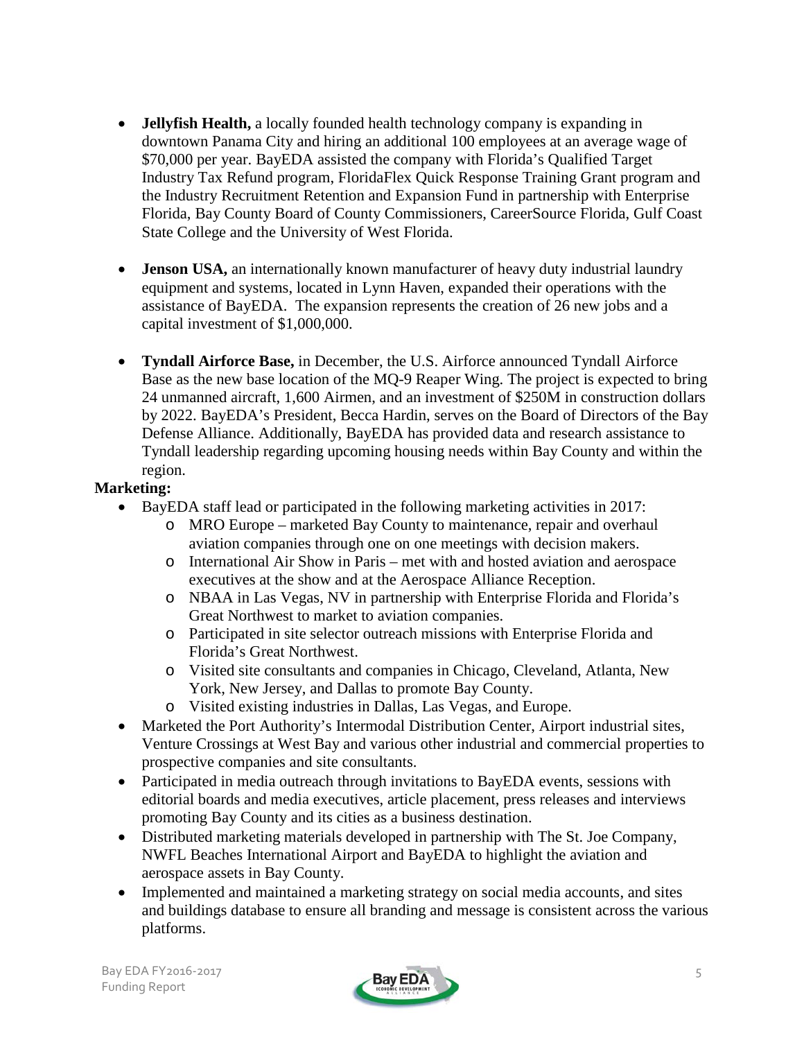- **Jellyfish Health,** a locally founded health technology company is expanding in downtown Panama City and hiring an additional 100 employees at an average wage of $70,000 per year. BayEDA assisted the company with Florida's Qualified Target Industry Tax Refund program, FloridaFlex Quick Response Training Grant program and the Industry Recruitment Retention and Expansion Fund in partnership with Enterprise Florida, Bay County Board of County Commissioners, CareerSource Florida, Gulf Coast State College and the University of West Florida.

- **Jenson USA,** an internationally known manufacturer of heavy duty industrial laundry equipment and systems, located in Lynn Haven, expanded their operations with the assistance of BayEDA. The expansion represents the creation of 26 new jobs and a capital investment of $1,000,000.

- **Tyndall Airforce Base,** in December, the U.S. Airforce announced Tyndall Airforce Base as the new base location of the MQ-9 Reaper Wing. The project is expected to bring 24 unmanned aircraft, 1,600 Airmen, and an investment of $250M in construction dollars by 2022. BayEDA's President, Becca Hardin, serves on the Board of Directors of the Bay Defense Alliance. Additionally, BayEDA has provided data and research assistance to Tyndall leadership regarding upcoming housing needs within Bay County and within the region.

**Marketing:**

- BayEDA staff lead or participated in the following marketing activities in 2017:
  - MRO Europe – marketed Bay County to maintenance, repair and overhaul aviation companies through one on one meetings with decision makers.
  - International Air Show in Paris – met with and hosted aviation and aerospace executives at the show and at the Aerospace Alliance Reception.
  - NBAA in Las Vegas, NV in partnership with Enterprise Florida and Florida's Great Northwest to market to aviation companies.
  - Participated in site selector outreach missions with Enterprise Florida and Florida's Great Northwest.
  - Visited site consultants and companies in Chicago, Cleveland, Atlanta, New York, New Jersey, and Dallas to promote Bay County.
  - Visited existing industries in Dallas, Las Vegas, and Europe.
- Marketed the Port Authority's Intermodal Distribution Center, Airport industrial sites, Venture Crossings at West Bay and various other industrial and commercial properties to prospective companies and site consultants.
- Participated in media outreach through invitations to BayEDA events, sessions with editorial boards and media executives, article placement, press releases and interviews promoting Bay County and its cities as a business destination.
- Distributed marketing materials developed in partnership with The St. Joe Company, NWFL Beaches International Airport and BayEDA to highlight the aviation and aerospace assets in Bay County.
- Implemented and maintained a marketing strategy on social media accounts, and sites and buildings database to ensure all branding and message is consistent across the various platforms.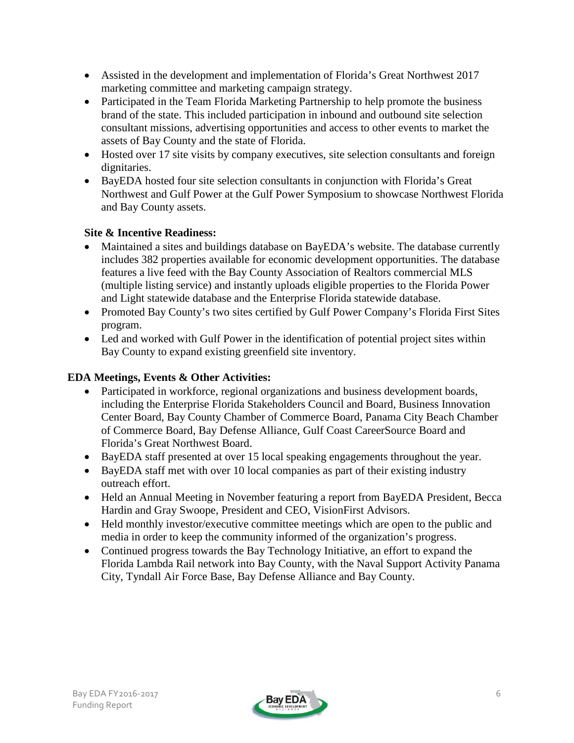- Assisted in the development and implementation of Florida's Great Northwest 2017 marketing committee and marketing campaign strategy.
- Participated in the Team Florida Marketing Partnership to help promote the business brand of the state. This included participation in inbound and outbound site selection consultant missions, advertising opportunities and access to other events to market the assets of Bay County and the state of Florida.
- Hosted over 17 site visits by company executives, site selection consultants and foreign dignitaries.
- BayEDA hosted four site selection consultants in conjunction with Florida's Great Northwest and Gulf Power at the Gulf Power Symposium to showcase Northwest Florida and Bay County assets.

**Site & Incentive Readiness:**

- Maintained a sites and buildings database on BayEDA's website. The database currently includes 382 properties available for economic development opportunities. The database features a live feed with the Bay County Association of Realtors commercial MLS (multiple listing service) and instantly uploads eligible properties to the Florida Power and Light statewide database and the Enterprise Florida statewide database.
- Promoted Bay County's two sites certified by Gulf Power Company's Florida First Sites program.
- Led and worked with Gulf Power in the identification of potential project sites within Bay County to expand existing greenfield site inventory.

**EDA Meetings, Events & Other Activities:**

- Participated in workforce, regional organizations and business development boards, including the Enterprise Florida Stakeholders Council and Board, Business Innovation Center Board, Bay County Chamber of Commerce Board, Panama City Beach Chamber of Commerce Board, Bay Defense Alliance, Gulf Coast CareerSource Board and Florida's Great Northwest Board.
- BayEDA staff presented at over 15 local speaking engagements throughout the year.
- BayEDA staff met with over 10 local companies as part of their existing industry outreach effort.
- Held an Annual Meeting in November featuring a report from BayEDA President, Becca Hardin and Gray Swoope, President and CEO, VisionFirst Advisors.
- Held monthly investor/executive committee meetings which are open to the public and media in order to keep the community informed of the organization's progress.
- Continued progress towards the Bay Technology Initiative, an effort to expand the Florida Lambda Rail network into Bay County, with the Naval Support Activity Panama City, Tyndall Air Force Base, Bay Defense Alliance and Bay County.